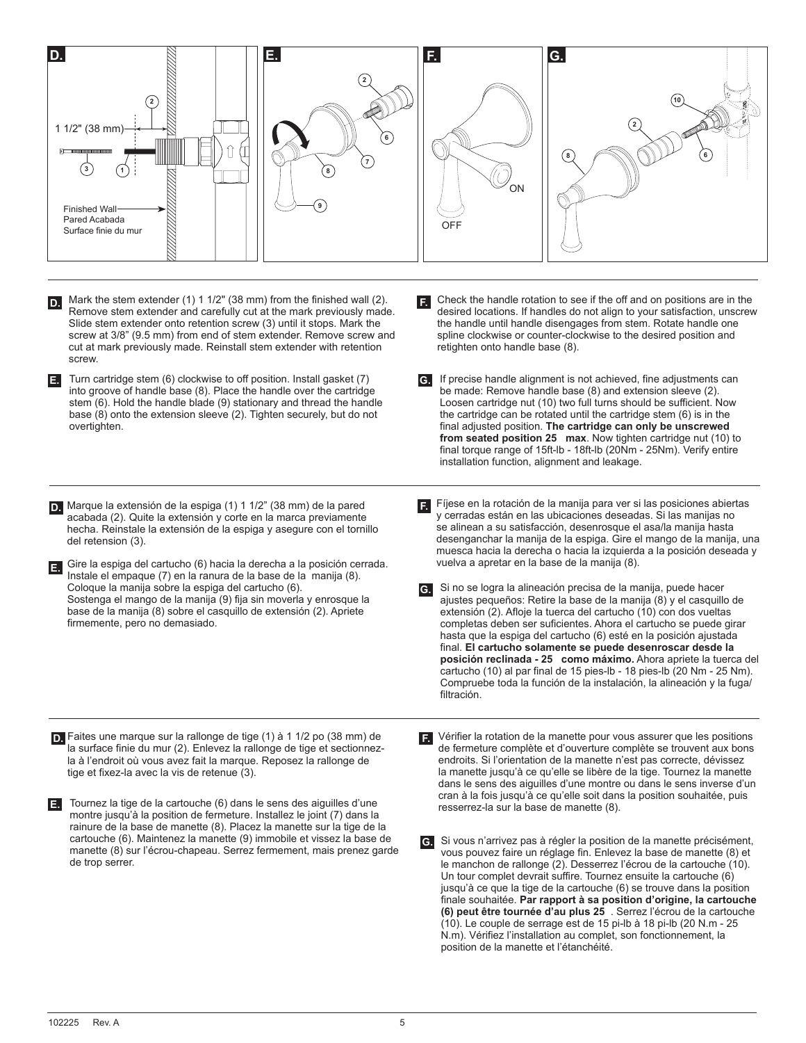**D.** Mark the stem extender (1) 1 1/2" (38 mm) from the finished wall (2). Remove stem extender and carefully cut at the mark previously made. Slide stem extender onto retention screw (3) until it stops. Mark the screw at 3/8" (9.5 mm) from end of stem extender. Remove screw and cut at mark previously made. Reinstall stem extender with retention screw.

**E.** Turn cartridge stem (6) clockwise to off position. Install gasket (7) into groove of handle base (8). Place the handle over the cartridge stem (6). Hold the handle blade (9) stationary and thread the handle base (8) onto the extension sleeve (2). Tighten securely, but do not overtighten.

**F.** Check the handle rotation to see if the off and on positions are in the desired locations. If handles do not align to your satisfaction, unscrew the handle until handle disengages from stem. Rotate handle one spline clockwise or counter-clockwise to the desired position and retighten onto handle base (8).

**G.** If precise handle alignment is not achieved, fine adjustments can be made: Remove handle base (8) and extension sleeve (2). Loosen cartridge nut (10) two full turns should be sufficient. Now the cartridge can be rotated until the cartridge stem (6) is in the final adjusted position. **The cartridge can only be unscrewed from seated position 25 max**. Now tighten cartridge nut (10) to final torque range of 15ft-lb - 18ft-lb (20Nm - 25Nm). Verify entire installation function, alignment and leakage.

---

**D.** Marque la extensión de la espiga (1) 1 1/2" (38 mm) de la pared acabada (2). Quite la extensión y corte en la marca previamente hecha. Reinstale la extensión de la espiga y asegure con el tornillo del retension (3).

**E.** Gire la espiga del cartucho (6) hacia la derecha a la posición cerrada. Instale el empaque (7) en la ranura de la base de la manija (8). Coloque la manija sobre la espiga del cartucho (6). Sostenga el mango de la manija (9) fija sin moverla y enrosque la base de la manija (8) sobre el casquillo de extensión (2). Apriete firmemente, pero no demasiado.

**F.** Fíjese en la rotación de la manija para ver si las posiciones abiertas y cerradas están en las ubicaciones deseadas. Si las manijas no se alinean a su satisfacción, desenrosque el asa/la manija hasta desenganchar la manija de la espiga. Gire el mango de la manija, una muesca hacia la derecha o hacia la izquierda a la posición deseada y vuelva a apretar en la base de la manija (8).

**G.** Si no se logra la alineación precisa de la manija, puede hacer ajustes pequeños: Retire la base de la manija (8) y el casquillo de extensión (2). Afloje la tuerca del cartucho (10) con dos vueltas completas deben ser suficientes. Ahora el cartucho se puede girar hasta que la espiga del cartucho (6) esté en la posición ajustada final. **El cartucho solamente se puede desenroscar desde la posición reclinada - 25 como máximo.** Ahora apriete la tuerca del cartucho (10) al par final de 15 pies-lb - 18 pies-lb (20 Nm - 25 Nm). Compruebe toda la función de la instalación, la alineación y la fuga/filtración.

---

**D.** Faites une marque sur la rallonge de tige (1) à 1 1/2 po (38 mm) de la surface finie du mur (2). Enlevez la rallonge de tige et sectionnez-la à l'endroit où vous avez fait la marque. Reposez la rallonge de tige et fixez-la avec la vis de retenue (3).

**E.** Tournez la tige de la cartouche (6) dans le sens des aiguilles d'une montre jusqu'à la position de fermeture. Installez le joint (7) dans la rainure de la base de manette (8). Placez la manette sur la tige de la cartouche (6). Maintenez la manette (9) immobile et vissez la base de manette (8) sur l'écrou-chapeau. Serrez fermement, mais prenez garde de trop serrer.

**F.** Vérifier la rotation de la manette pour vous assurer que les positions de fermeture complète et d'ouverture complète se trouvent aux bons endroits. Si l'orientation de la manette n'est pas correcte, dévissez la manette jusqu'à ce qu'elle se libère de la tige. Tournez la manette dans le sens des aiguilles d'une montre ou dans le sens inverse d'un cran à la fois jusqu'à ce qu'elle soit dans la position souhaitée, puis resserrez-la sur la base de manette (8).

**G.** Si vous n'arrivez pas à régler la position de la manette précisément, vous pouvez faire un réglage fin. Enlevez la base de manette (8) et le manchon de rallonge (2). Desserrez l'écrou de la cartouche (10). Un tour complet devrait suffire. Tournez ensuite la cartouche (6) jusqu'à ce que la tige de la cartouche (6) se trouve dans la position finale souhaitée. **Par rapport à sa position d'origine, la cartouche (6) peut être tournée d'au plus 25** . Serrez l'écrou de la cartouche (10). Le couple de serrage est de 15 pi-lb à 18 pi-lb (20 N.m - 25 N.m). Vérifiez l'installation au complet, son fonctionnement, la position de la manette et l'étanchéité.

102225 Rev. A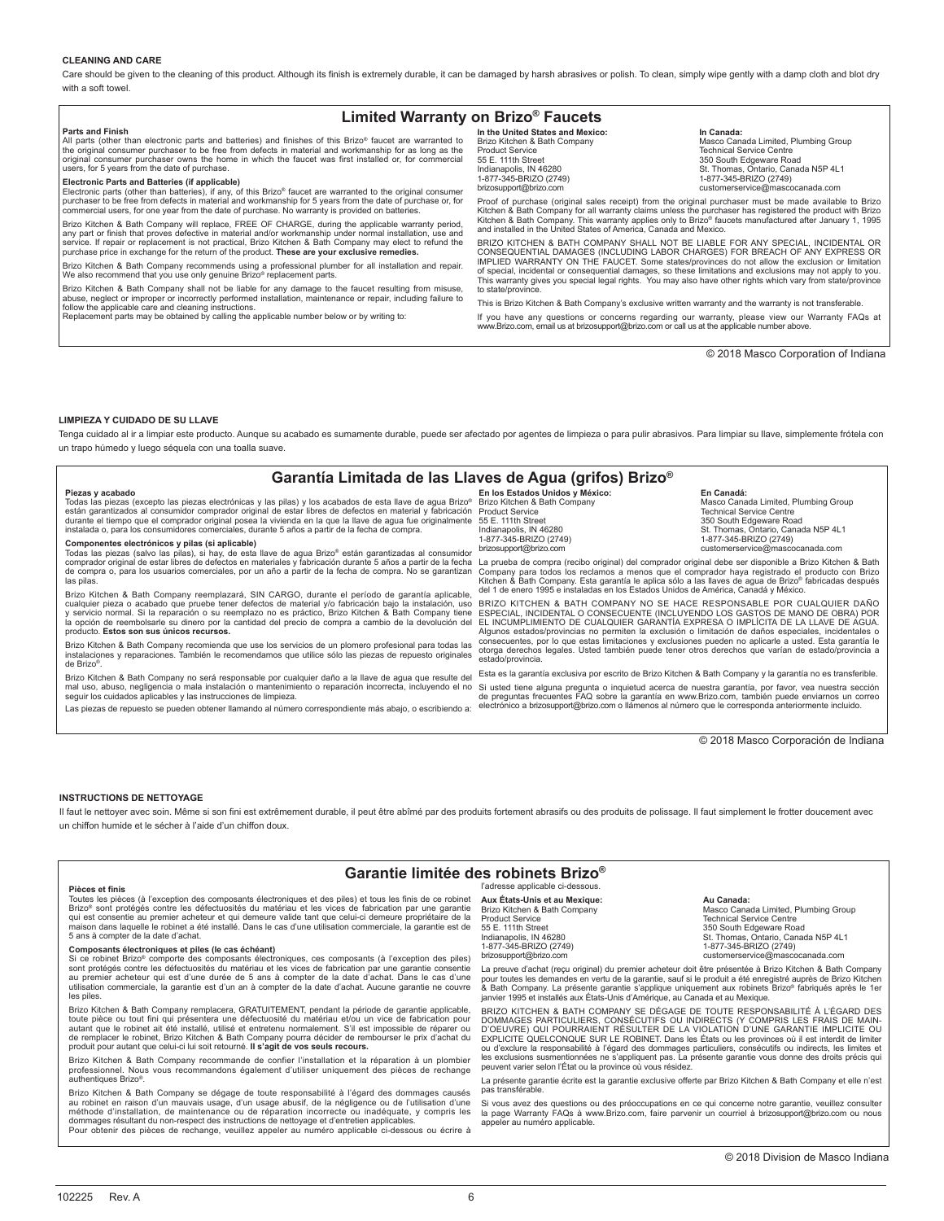**CLEANING AND CARE**

Care should be given to the cleaning of this product. Although its finish is extremely durable, it can be damaged by harsh abrasives or polish. To clean, simply wipe gently with a damp cloth and blot dry with a soft towel.

## Limited Warranty on Brizo® Faucets

**Parts and Finish**
All parts (other than electronic parts and batteries) and finishes of this Brizo® faucet are warranted to the original consumer purchaser to be free from defects in material and workmanship for as long as the original consumer purchaser owns the home in which the faucet was first installed or, for commercial users, for 5 years from the date of purchase.

**Electronic Parts and Batteries (if applicable)**
Electronic parts (other than batteries), if any, of this Brizo® faucet are warranted to the original consumer purchaser to be free from defects in material and workmanship for 5 years from the date of purchase or, for commercial users, for one year from the date of purchase. No warranty is provided on batteries.

Brizo Kitchen & Bath Company will replace, FREE OF CHARGE, during the applicable warranty period, any part or finish that proves defective in material and/or workmanship under normal installation, use and service. If repair or replacement is not practical, Brizo Kitchen & Bath Company may elect to refund the purchase price in exchange for the return of the product. **These are your exclusive remedies.**

Brizo Kitchen & Bath Company recommends using a professional plumber for all installation and repair. We also recommend that you use only genuine Brizo® replacement parts.

Brizo Kitchen & Bath Company shall not be liable for any damage to the faucet resulting from misuse, abuse, neglect or improper or incorrectly performed installation, maintenance or repair, including failure to follow the applicable care and cleaning instructions.
Replacement parts may be obtained by calling the applicable number below or by writing to:

**In the United States and Mexico:**
Brizo Kitchen & Bath Company
Product Service
55 E. 111th Street
Indianapolis, IN 46280
1-877-345-BRIZO (2749)
brizosupport@brizo.com

**In Canada:**
Masco Canada Limited, Plumbing Group
Technical Service Centre
350 South Edgeware Road
St. Thomas, Ontario, Canada N5P 4L1
1-877-345-BRIZO (2749)
customerservice@mascocanada.com

Proof of purchase (original sales receipt) from the original purchaser must be made available to Brizo Kitchen & Bath Company for all warranty claims unless the purchaser has registered the product with Brizo Kitchen & Bath Company. This warranty applies only to Brizo® faucets manufactured after January 1, 1995 and installed in the United States of America, Canada and Mexico.

BRIZO KITCHEN & BATH COMPANY SHALL NOT BE LIABLE FOR ANY SPECIAL, INCIDENTAL OR CONSEQUENTIAL DAMAGES (INCLUDING LABOR CHARGES) FOR BREACH OF ANY EXPRESS OR IMPLIED WARRANTY ON THE FAUCET. Some states/provinces do not allow the exclusion or limitation of special, incidental or consequential damages, so these limitations and exclusions may not apply to you. This warranty gives you special legal rights. You may also have other rights which vary from state/province to state/province.

This is Brizo Kitchen & Bath Company's exclusive written warranty and the warranty is not transferable.

If you have any questions or concerns regarding our warranty, please view our Warranty FAQs at www.Brizo.com, email us at brizosupport@brizo.com or call us at the applicable number above.

© 2018 Masco Corporation of Indiana

**LIMPIEZA Y CUIDADO DE SU LLAVE**

Tenga cuidado al ir a limpiar este producto. Aunque su acabado es sumamente durable, puede ser afectado por agentes de limpieza o para pulir abrasivos. Para limpiar su llave, simplemente frótela con un trapo húmedo y luego séquela con una toalla suave.

## Garantía Limitada de las Llaves de Agua (grifos) Brizo®

**Piezas y acabado**
Todas las piezas (excepto las piezas electrónicas y las pilas) y los acabados de esta llave de agua Brizo® están garantizados al consumidor comprador original de estar libres de defectos en material y fabricación durante el tiempo que el comprador original posea la vivienda en la que la llave de agua fue originalmente instalada o, para los consumidores comerciales, durante 5 años a partir de la fecha de compra.

**Componentes electrónicos y pilas (si aplicable)**
Todas las piezas (salvo las pilas), si hay, de esta llave de agua Brizo® están garantizadas al consumidor comprador original de estar libres de defectos en materiales y fabricación durante 5 años a partir de la fecha de compra o, para los usuarios comerciales, por un año a partir de la fecha de compra. No se garantizan las pilas.

Brizo Kitchen & Bath Company reemplazará, SIN CARGO, durante el período de garantía aplicable, cualquier pieza o acabado que pruebe tener defectos de material y/o fabricación bajo la instalación, uso y servicio normal. Si la reparación o su reemplazo no es práctico, Brizo Kitchen & Bath Company tiene la opción de reembolsarle su dinero por la cantidad del precio de compra a cambio de la devolución del producto. **Estos son sus únicos recursos.**

Brizo Kitchen & Bath Company recomienda que use los servicios de un plomero profesional para todas las instalaciones y reparaciones. También le recomendamos que utilice sólo las piezas de repuesto originales de Brizo®.

Brizo Kitchen & Bath Company no será responsable por cualquier daño a la llave de agua que resulte del mal uso, abuso, negligencia o mala instalación o mantenimiento o reparación incorrecta, incluyendo el no seguir los cuidados aplicables y las instrucciones de limpieza.

Las piezas de repuesto se pueden obtener llamando al número correspondiente más abajo, o escribiendo a:

**En los Estados Unidos y México:**
Brizo Kitchen & Bath Company
Product Service
55 E. 111th Street
Indianapolis, IN 46280
1-877-345-BRIZO (2749)
brizosupport@brizo.com

**En Canadá:**
Masco Canada Limited, Plumbing Group
Technical Service Centre
350 South Edgeware Road
St. Thomas, Ontario, Canada N5P 4L1
1-877-345-BRIZO (2749)
customerservice@mascocanada.com

La prueba de compra (recibo original) del comprador original debe ser disponible a Brizo Kitchen & Bath Company para todos los reclamos a menos que el comprador haya registrado el producto con Brizo Kitchen & Bath Company. Esta garantía le aplica sólo a las llaves de agua de Brizo® fabricadas después del 1 de enero 1995 e instaladas en los Estados Unidos de América, Canadá y México.

BRIZO KITCHEN & BATH COMPANY NO SE HACE RESPONSABLE POR CUALQUIER DAÑO ESPECIAL, INCIDENTAL O CONSECUENTE (INCLUYENDO LOS GASTOS DE MANO DE OBRA) POR EL INCUMPLIMIENTO DE CUALQUIER GARANTÍA EXPRESA O IMPLÍCITA DE LA LLAVE DE AGUA. Algunos estados/provincias no permiten la exclusión o limitación de daños especiales, incidentales o consecuentes, por lo que estas limitaciones y exclusiones pueden no aplicarle a usted. Esta garantía le otorga derechos legales. Usted también puede tener otros derechos que varían de estado/provincia a estado/provincia.

Esta es la garantía exclusiva por escrito de Brizo Kitchen & Bath Company y la garantía no es transferible.

Si usted tiene alguna pregunta o inquietud acerca de nuestra garantía, por favor, vea nuestra sección de preguntas frecuentes FAQ sobre la garantía en www.Brizo.com, también puede enviarnos un correo electrónico a brizosupport@brizo.com o llámenos al número que le corresponda anteriormente incluido.

© 2018 Masco Corporación de Indiana

**INSTRUCTIONS DE NETTOYAGE**

Il faut le nettoyer avec soin. Même si son fini est extrêmement durable, il peut être abîmé par des produits fortement abrasifs ou des produits de polissage. Il faut simplement le frotter doucement avec un chiffon humide et le sécher à l'aide d'un chiffon doux.

## Garantie limitée des robinets Brizo®

**Pièces et finis**
Toutes les pièces (à l'exception des composants électroniques et des piles) et tous les finis de ce robinet Brizo® sont protégés contre les défectuosités du matériau et les vices de fabrication par une garantie qui est consentie au premier acheteur et qui demeure valide tant que celui-ci demeure propriétaire de la maison dans laquelle le robinet a été installé. Dans le cas d'une utilisation commerciale, la garantie est de 5 ans à compter de la date d'achat.

**Composants électroniques et piles (le cas échéant)**
Si ce robinet Brizo® comporte des composants électroniques, ces composants (à l'exception des piles) sont protégés contre les défectuosités du matériau et les vices de fabrication par une garantie consentie au premier acheteur qui est d'une durée de 5 ans à compter de la date d'achat. Dans le cas d'une utilisation commerciale, la garantie est d'un an à compter de la date d'achat. Aucune garantie ne couvre les piles.

Brizo Kitchen & Bath Company remplacera, GRATUITEMENT, pendant la période de garantie applicable, toute pièce ou tout fini qui présentera une défectuosité du matériau et/ou un vice de fabrication pour autant que le robinet ait été installé, utilisé et entretenu normalement. S'il est impossible de réparer ou de remplacer le robinet, Brizo Kitchen & Bath Company pourra décider de rembourser le prix d'achat du produit pour autant que celui-ci lui soit retourné. **Il s'agit de vos seuls recours.**

Brizo Kitchen & Bath Company recommande de confier l'installation et la réparation à un plombier professionnel. Nous vous recommandons également d'utiliser uniquement des pièces de rechange authentiques Brizo®.

Brizo Kitchen & Bath Company se dégage de toute responsabilité à l'égard des dommages causés au robinet en raison d'un mauvais usage, d'un usage abusif, de la négligence ou de l'utilisation d'une méthode d'installation, de maintenance ou de réparation incorrecte ou inadéquate, y compris les dommages résultant du non-respect des instructions de nettoyage et d'entretien applicables.
Pour obtenir des pièces de rechange, veuillez appeler au numéro applicable ci-dessous ou écrire à l'adresse applicable ci-dessous.

**Aux États-Unis et au Mexique:**
Brizo Kitchen & Bath Company
Product Service
55 E. 111th Street
Indianapolis, IN 46280
1-877-345-BRIZO (2749)
brizosupport@brizo.com

**Au Canada:**
Masco Canada Limited, Plumbing Group
Technical Service Centre
350 South Edgeware Road
St. Thomas, Ontario, Canada N5P 4L1
1-877-345-BRIZO (2749)
customerservice@mascocanada.com

La preuve d'achat (reçu original) du premier acheteur doit être présentée à Brizo Kitchen & Bath Company pour toutes les demandes en vertu de la garantie, sauf si le produit a été enregistré auprès de Brizo Kitchen & Bath Company. La présente garantie s'applique uniquement aux robinets Brizo® fabriqués après le 1er janvier 1995 et installés aux États-Unis d'Amérique, au Canada et au Mexique.

BRIZO KITCHEN & BATH COMPANY SE DÉGAGE DE TOUTE RESPONSABILITÉ À L'ÉGARD DES DOMMAGES PARTICULIERS, CONSÉCUTIFS OU INDIRECTS (Y COMPRIS LES FRAIS DE MAIN-D'OEUVRE) QUI POURRAIENT RÉSULTER DE LA VIOLATION D'UNE GARANTIE IMPLICITE OU EXPLICITE QUELCONQUE SUR LE ROBINET. Dans les États ou les provinces où il est interdit de limiter ou d'exclure la responsabilité à l'égard des dommages particuliers, consécutifs ou indirects, les limites et les exclusions susmentionnées ne s'appliquent pas. La présente garantie vous donne des droits précis qui peuvent varier selon l'État ou la province où vous résidez.

La présente garantie écrite est la garantie exclusive offerte par Brizo Kitchen & Bath Company et elle n'est pas transférable.

Si vous avez des questions ou des préoccupations en ce qui concerne notre garantie, veuillez consulter la page Warranty FAQs à www.Brizo.com, faire parvenir un courriel à brizosupport@brizo.com ou nous appeler au numéro applicable.

© 2018 Division de Masco Indiana

102225 Rev. A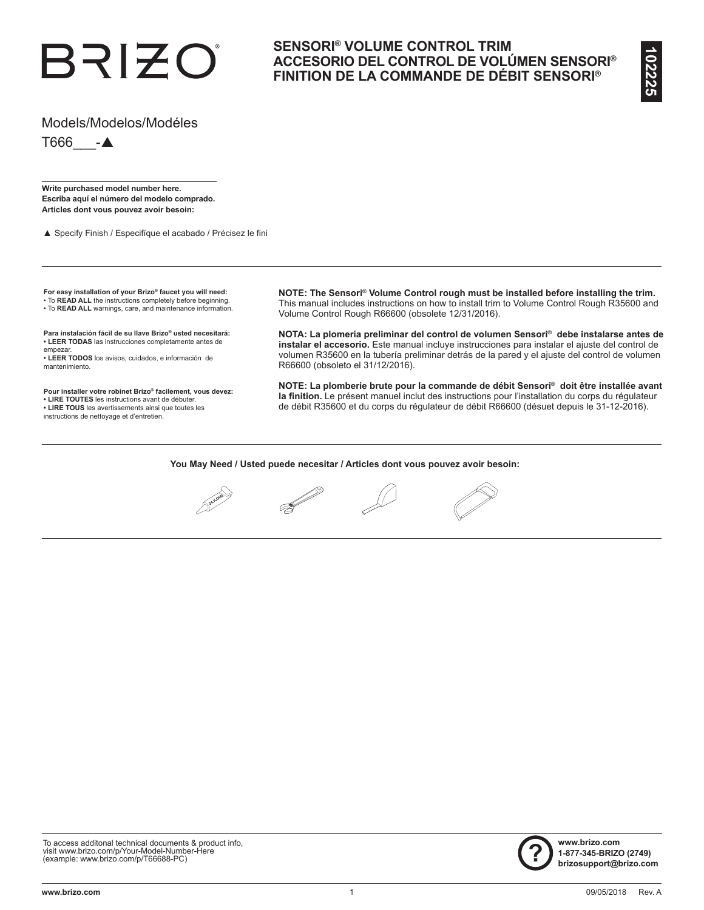# BRIZO®

## SENSORI® VOLUME CONTROL TRIM
## ACCESORIO DEL CONTROL DE VOLÚMEN SENSORI®
## FINITION DE LA COMMANDE DE DÉBIT SENSORI®

**102225**

Models/Modelos/Modéles

T666___-▲

**Write purchased model number here.**
**Escriba aquí el número del modelo comprado.**
**Articles dont vous pouvez avoir besoin:**

▲ Specify Finish / Especifíque el acabado / Précisez le fini

**For easy installation of your Brizo® faucet you will need:**
- To **READ ALL** the instructions completely before beginning.
- To **READ ALL** warnings, care, and maintenance information.

**Para instalación fácil de su llave Brizo® usted necesitará:**
- **LEER TODAS** las instrucciones completamente antes de empezar.
- **LEER TODOS** los avisos, cuidados, e información de mantenimiento.

**Pour installer votre robinet Brizo® facilement, vous devez:**
- **LIRE TOUTES** les instructions avant de débuter.
- **LIRE TOUS** les avertissements ainsi que toutes les instructions de nettoyage et d'entretien.

**NOTE: The Sensori® Volume Control rough must be installed before installing the trim.** This manual includes instructions on how to install trim to Volume Control Rough R35600 and Volume Control Rough R66600 (obsolete 12/31/2016).

**NOTA: La plomería preliminar del control de volumen Sensori® debe instalarse antes de instalar el accesorio.** Este manual incluye instrucciones para instalar el ajuste del control de volumen R35600 en la tubería preliminar detrás de la pared y el ajuste del control de volumen R66600 (obsoleto el 31/12/2016).

**NOTE: La plomberie brute pour la commande de débit Sensori® doit être installée avant la finition.** Le présent manuel inclut des instructions pour l'installation du corps du régulateur de débit R35600 et du corps du régulateur de débit R66600 (désuet depuis le 31-12-2016).

**You May Need / Usted puede necesitar / Articles dont vous pouvez avoir besoin:**

To access additonal technical documents & product info, visit www.brizo.com/p/Your-Model-Number-Here (example: www.brizo.com/p/T66688-PC)

**www.brizo.com**
**1-877-345-BRIZO (2749)**
**brizosupport@brizo.com**

09/05/2018 Rev. A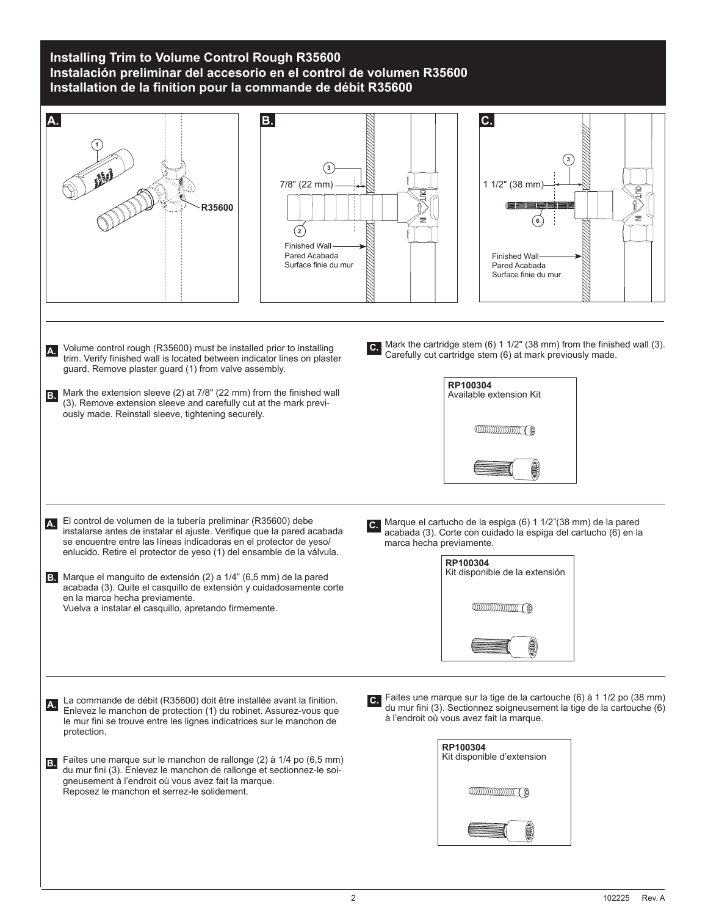# Installing Trim to Volume Control Rough R35600
# Instalación preliminar del accesorio en el control de volumen R35600
# Installation de la finition pour la commande de débit R35600

**A.** Volume control rough (R35600) must be installed prior to installing trim. Verify finished wall is located between indicator lines on plaster guard. Remove plaster guard (1) from valve assembly.

**B.** Mark the extension sleeve (2) at 7/8" (22 mm) from the finished wall (3). Remove extension sleeve and carefully cut at the mark previously made. Reinstall sleeve, tightening securely.

**C.** Mark the cartridge stem (6) 1 1/2" (38 mm) from the finished wall (3). Carefully cut cartridge stem (6) at mark previously made.

**RP100304**
Available extension Kit

---

**A.** El control de volumen de la tubería preliminar (R35600) debe instalarse antes de instalar el ajuste. Verifique que la pared acabada se encuentre entre las líneas indicadoras en el protector de yeso/ enlucido. Retire el protector de yeso (1) del ensamble de la válvula.

**B.** Marque el manguito de extensión (2) a 1/4" (6,5 mm) de la pared acabada (3). Quite el casquillo de extensión y cuidadosamente corte en la marca hecha previamente.
Vuelva a instalar el casquillo, apretando firmemente.

**C.** Marque el cartucho de la espiga (6) 1 1/2"(38 mm) de la pared acabada (3). Corte con cuidado la espiga del cartucho (6) en la marca hecha previamente.

**RP100304**
Kit disponible de la extensión

---

**A.** La commande de débit (R35600) doit être installée avant la finition. Enlevez le manchon de protection (1) du robinet. Assurez-vous que le mur fini se trouve entre les lignes indicatrices sur le manchon de protection.

**B.** Faites une marque sur le manchon de rallonge (2) à 1/4 po (6,5 mm) du mur fini (3). Enlevez le manchon de rallonge et sectionnez-le soigneusement à l'endroit où vous avez fait la marque.
Reposez le manchon et serrez-le solidement.

**C.** Faites une marque sur la tige de la cartouche (6) à 1 1/2 po (38 mm) du mur fini (3). Sectionnez soigneusement la tige de la cartouche (6) à l'endroit où vous avez fait la marque.

**RP100304**
Kit disponible d'extension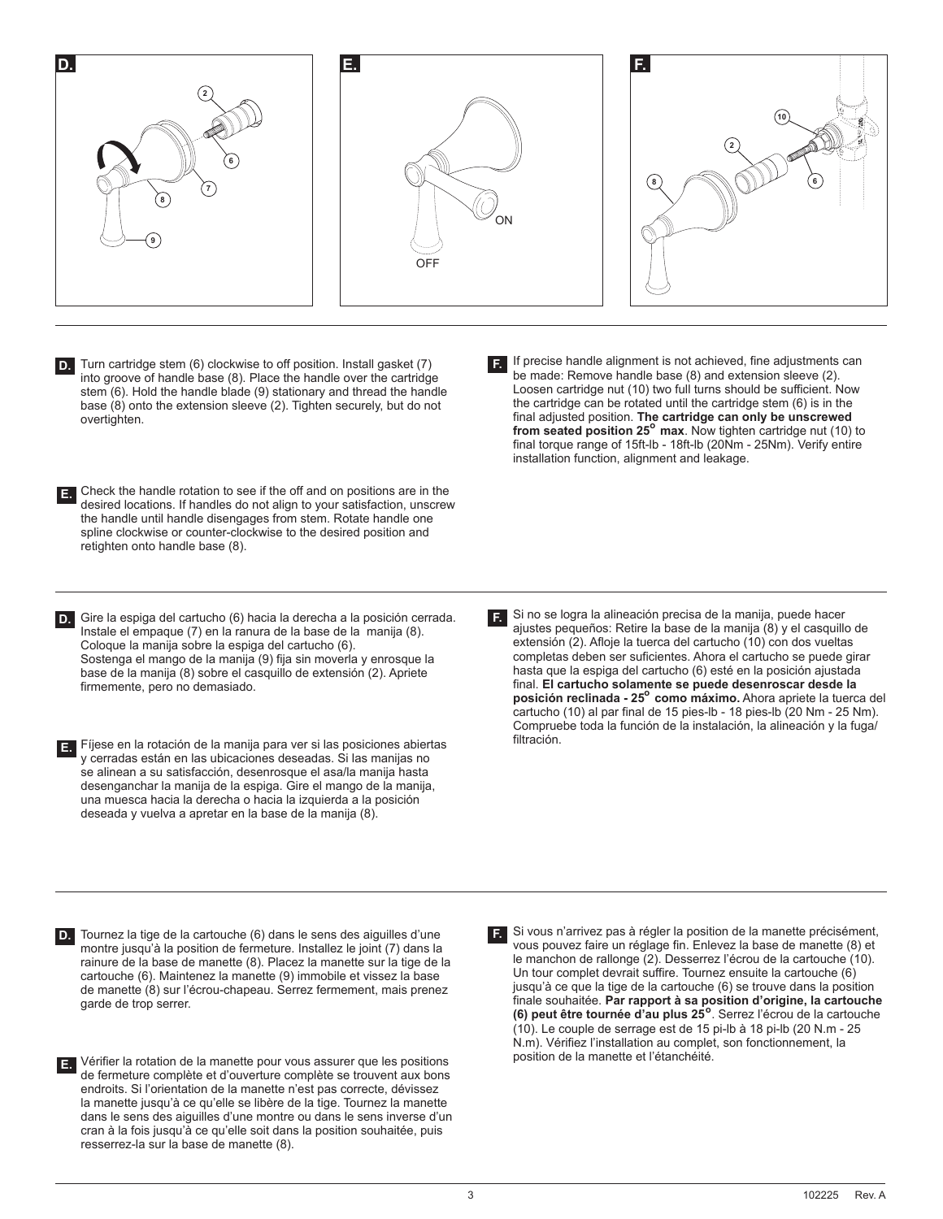**D.** Turn cartridge stem (6) clockwise to off position. Install gasket (7) into groove of handle base (8). Place the handle over the cartridge stem (6). Hold the handle blade (9) stationary and thread the handle base (8) onto the extension sleeve (2). Tighten securely, but do not overtighten.

**E.** Check the handle rotation to see if the off and on positions are in the desired locations. If handles do not align to your satisfaction, unscrew the handle until handle disengages from stem. Rotate handle one spline clockwise or counter-clockwise to the desired position and retighten onto handle base (8).

**F.** If precise handle alignment is not achieved, fine adjustments can be made: Remove handle base (8) and extension sleeve (2). Loosen cartridge nut (10) two full turns should be sufficient. Now the cartridge can be rotated until the cartridge stem (6) is in the final adjusted position. **The cartridge can only be unscrewed from seated position 25° max**. Now tighten cartridge nut (10) to final torque range of 15ft-lb - 18ft-lb (20Nm - 25Nm). Verify entire installation function, alignment and leakage.

---

**D.** Gire la espiga del cartucho (6) hacia la derecha a la posición cerrada. Instale el empaque (7) en la ranura de la base de la manija (8). Coloque la manija sobre la espiga del cartucho (6). Sostenga el mango de la manija (9) fija sin moverla y enrosque la base de la manija (8) sobre el casquillo de extensión (2). Apriete firmemente, pero no demasiado.

**E.** Fíjese en la rotación de la manija para ver si las posiciones abiertas y cerradas están en las ubicaciones deseadas. Si las manijas no se alinean a su satisfacción, desenrosque el asa/la manija hasta desenganchar la manija de la espiga. Gire el mango de la manija, una muesca hacia la derecha o hacia la izquierda a la posición deseada y vuelva a apretar en la base de la manija (8).

**F.** Si no se logra la alineación precisa de la manija, puede hacer ajustes pequeños: Retire la base de la manija (8) y el casquillo de extensión (2). Afloje la tuerca del cartucho (10) con dos vueltas completas deben ser suficientes. Ahora el cartucho se puede girar hasta que la espiga del cartucho (6) esté en la posición ajustada final. **El cartucho solamente se puede desenroscar desde la posición reclinada - 25° como máximo.** Ahora apriete la tuerca del cartucho (10) al par final de 15 pies-lb - 18 pies-lb (20 Nm - 25 Nm). Compruebe toda la función de la instalación, la alineación y la fuga/ filtración.

---

**D.** Tournez la tige de la cartouche (6) dans le sens des aiguilles d'une montre jusqu'à la position de fermeture. Installez le joint (7) dans la rainure de la base de manette (8). Placez la manette sur la tige de la cartouche (6). Maintenez la manette (9) immobile et vissez la base de manette (8) sur l'écrou-chapeau. Serrez fermement, mais prenez garde de trop serrer.

**E.** Vérifier la rotation de la manette pour vous assurer que les positions de fermeture complète et d'ouverture complète se trouvent aux bons endroits. Si l'orientation de la manette n'est pas correcte, dévissez la manette jusqu'à ce qu'elle se libère de la tige. Tournez la manette dans le sens des aiguilles d'une montre ou dans le sens inverse d'un cran à la fois jusqu'à ce qu'elle soit dans la position souhaitée, puis resserrez-la sur la base de manette (8).

**F.** Si vous n'arrivez pas à régler la position de la manette précisément, vous pouvez faire un réglage fin. Enlevez la base de manette (8) et le manchon de rallonge (2). Desserrez l'écrou de la cartouche (10). Un tour complet devrait suffire. Tournez ensuite la cartouche (6) jusqu'à ce que la tige de la cartouche (6) se trouve dans la position finale souhaitée. **Par rapport à sa position d'origine, la cartouche (6) peut être tournée d'au plus 25°**. Serrez l'écrou de la cartouche (10). Le couple de serrage est de 15 pi-lb à 18 pi-lb (20 N.m - 25 N.m). Vérifiez l'installation au complet, son fonctionnement, la position de la manette et l'étanchéité.

102225 Rev. A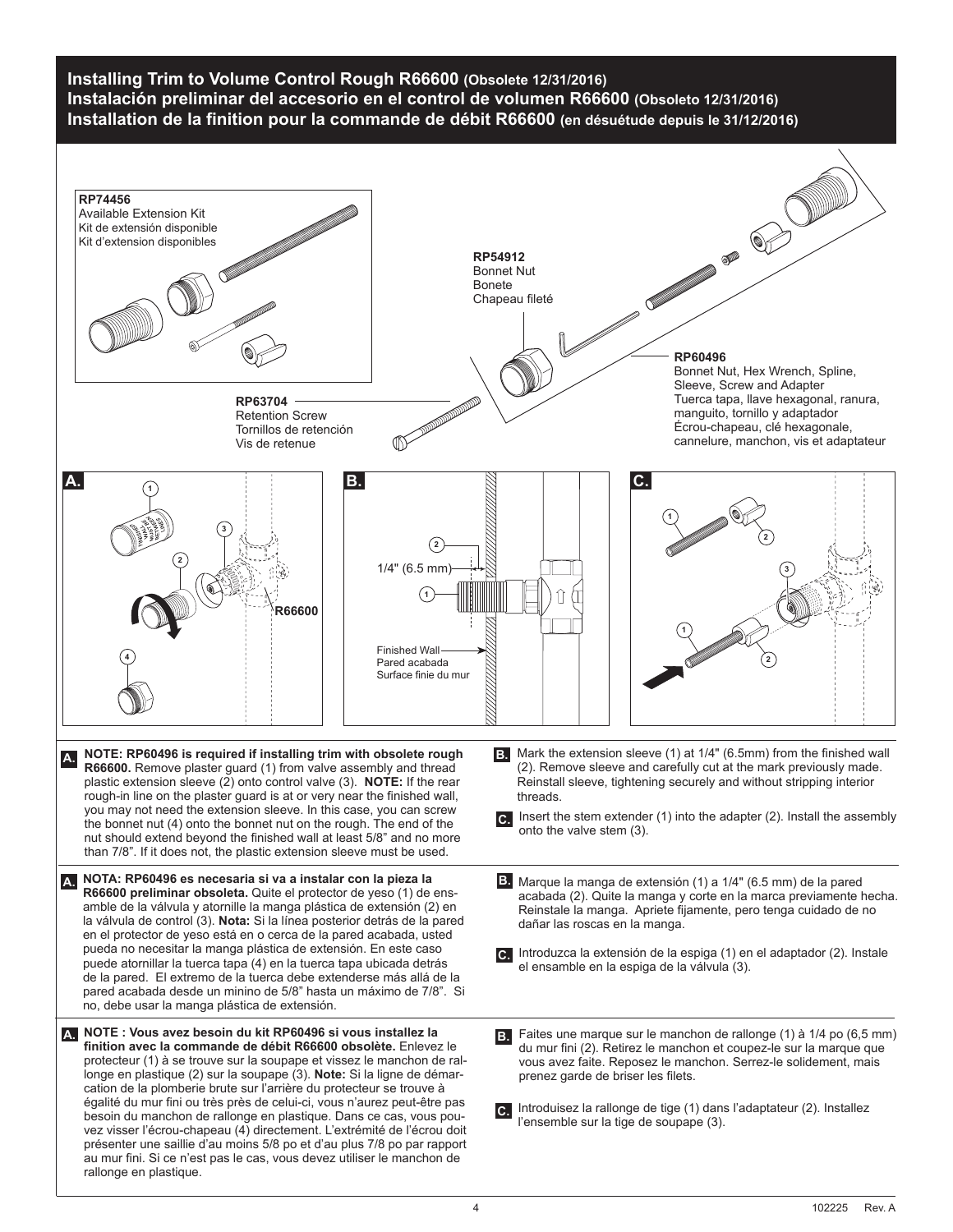# Installing Trim to Volume Control Rough R66600 (Obsolete 12/31/2016)
# Instalación preliminar del accesorio en el control de volumen R66600 (Obsoleto 12/31/2016)
# Installation de la finition pour la commande de débit R66600 (en désuétude depuis le 31/12/2016)

**RP74456**
Available Extension Kit
Kit de extensión disponible
Kit d'extension disponibles

**RP54912**
Bonnet Nut
Bonete
Chapeau fileté

**RP60496**
Bonnet Nut, Hex Wrench, Spline, Sleeve, Screw and Adapter
Tuerca tapa, llave hexagonal, ranura, manguito, tornillo y adaptador
Écrou-chapeau, clé hexagonale, cannelure, manchon, vis et adaptateur

**RP63704**
Retention Screw
Tornillos de retención
Vis de retenue

**A.** R66600

**B.** 1/4" (6.5 mm)
Finished Wall
Pared acabada
Surface finie du mur

**C.**

**A.** **NOTE: RP60496 is required if installing trim with obsolete rough R66600.** Remove plaster guard (1) from valve assembly and thread plastic extension sleeve (2) onto control valve (3). **NOTE:** If the rear rough-in line on the plaster guard is at or very near the finished wall, you may not need the extension sleeve. In this case, you can screw the bonnet nut (4) onto the bonnet nut on the rough. The end of the nut should extend beyond the finished wall at least 5/8" and no more than 7/8". If it does not, the plastic extension sleeve must be used.

**B.** Mark the extension sleeve (1) at 1/4" (6.5mm) from the finished wall (2). Remove sleeve and carefully cut at the mark previously made. Reinstall sleeve, tightening securely and without stripping interior threads.

**C.** Insert the stem extender (1) into the adapter (2). Install the assembly onto the valve stem (3).

**A.** **NOTA: RP60496 es necesaria si va a instalar con la pieza la R66600 preliminar obsoleta.** Quite el protector de yeso (1) de ensamble de la válvula y atornille la manga plástica de extensión (2) en la válvula de control (3). **Nota:** Si la línea posterior detrás de la pared en el protector de yeso está en o cerca de la pared acabada, usted pueda no necesitar la manga plástica de extensión. En este caso puede atornillar la tuerca tapa (4) en la tuerca tapa ubicada detrás de la pared. El extremo de la tuerca debe extenderse más allá de la pared acabada desde un minino de 5/8" hasta un máximo de 7/8". Si no, debe usar la manga plástica de extensión.

**B.** Marque la manga de extensión (1) a 1/4" (6.5 mm) de la pared acabada (2). Quite la manga y corte en la marca previamente hecha. Reinstale la manga. Apriete fijamente, pero tenga cuidado de no dañar las roscas en la manga.

**C.** Introduzca la extensión de la espiga (1) en el adaptador (2). Instale el ensamble en la espiga de la válvula (3).

**A.** **NOTE : Vous avez besoin du kit RP60496 si vous installez la finition avec la commande de débit R66600 obsolète.** Enlevez le protecteur (1) à se trouve sur la soupape et vissez le manchon de rallonge en plastique (2) sur la soupape (3). **Note:** Si la ligne de démarcation de la plomberie brute sur l'arrière du protecteur se trouve à égalité du mur fini ou très près de celui-ci, vous n'aurez peut-être pas besoin du manchon de rallonge en plastique. Dans ce cas, vous pouvez visser l'écrou-chapeau (4) directement. L'extrémité de l'écrou doit présenter une saillie d'au moins 5/8 po et d'au plus 7/8 po par rapport au mur fini. Si ce n'est pas le cas, vous devez utiliser le manchon de rallonge en plastique.

**B.** Faites une marque sur le manchon de rallonge (1) à 1/4 po (6,5 mm) du mur fini (2). Retirez le manchon et coupez-le sur la marque que vous avez faite. Reposez le manchon. Serrez-le solidement, mais prenez garde de briser les filets.

**C.** Introduisez la rallonge de tige (1) dans l'adaptateur (2). Installez l'ensemble sur la tige de soupape (3).

102225 Rev. A